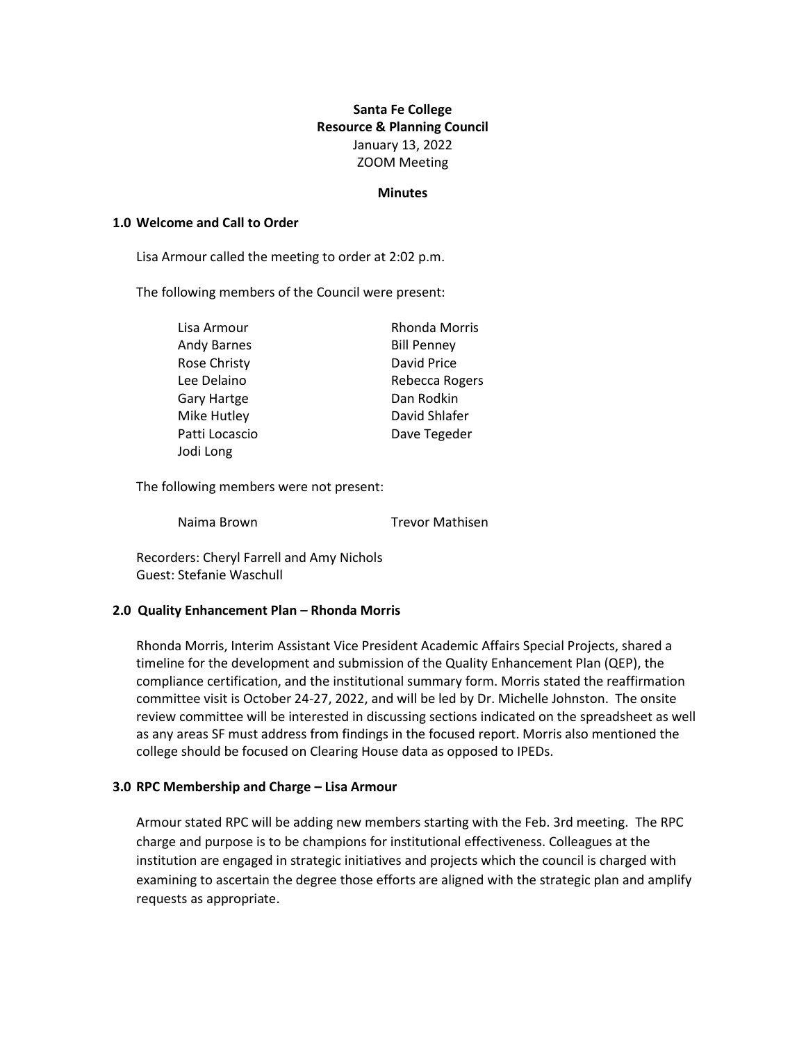**Santa Fe College**
**Resource & Planning Council**
January 13, 2022
ZOOM Meeting

**Minutes**

## 1.0 Welcome and Call to Order

Lisa Armour called the meeting to order at 2:02 p.m.

The following members of the Council were present:

| | |
|---|---|
| Lisa Armour | Rhonda Morris |
| Andy Barnes | Bill Penney |
| Rose Christy | David Price |
| Lee Delaino | Rebecca Rogers |
| Gary Hartge | Dan Rodkin |
| Mike Hutley | David Shlafer |
| Patti Locascio | Dave Tegeder |
| Jodi Long | |

The following members were not present:

| | |
|---|---|
| Naima Brown | Trevor Mathisen |

Recorders: Cheryl Farrell and Amy Nichols
Guest: Stefanie Waschull

## 2.0 Quality Enhancement Plan – Rhonda Morris

Rhonda Morris, Interim Assistant Vice President Academic Affairs Special Projects, shared a timeline for the development and submission of the Quality Enhancement Plan (QEP), the compliance certification, and the institutional summary form. Morris stated the reaffirmation committee visit is October 24-27, 2022, and will be led by Dr. Michelle Johnston. The onsite review committee will be interested in discussing sections indicated on the spreadsheet as well as any areas SF must address from findings in the focused report. Morris also mentioned the college should be focused on Clearing House data as opposed to IPEDs.

## 3.0 RPC Membership and Charge – Lisa Armour

Armour stated RPC will be adding new members starting with the Feb. 3rd meeting. The RPC charge and purpose is to be champions for institutional effectiveness. Colleagues at the institution are engaged in strategic initiatives and projects which the council is charged with examining to ascertain the degree those efforts are aligned with the strategic plan and amplify requests as appropriate.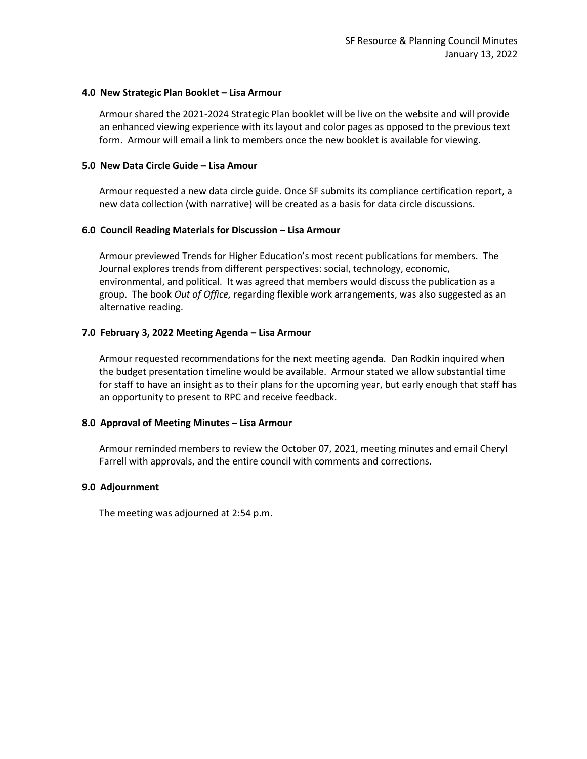### 4.0 New Strategic Plan Booklet – Lisa Armour

Armour shared the 2021-2024 Strategic Plan booklet will be live on the website and will provide an enhanced viewing experience with its layout and color pages as opposed to the previous text form. Armour will email a link to members once the new booklet is available for viewing.

### 5.0 New Data Circle Guide – Lisa Amour

Armour requested a new data circle guide. Once SF submits its compliance certification report, a new data collection (with narrative) will be created as a basis for data circle discussions.

### 6.0 Council Reading Materials for Discussion – Lisa Armour

Armour previewed Trends for Higher Education's most recent publications for members. The Journal explores trends from different perspectives: social, technology, economic, environmental, and political. It was agreed that members would discuss the publication as a group. The book *Out of Office,* regarding flexible work arrangements, was also suggested as an alternative reading.

### 7.0 February 3, 2022 Meeting Agenda – Lisa Armour

Armour requested recommendations for the next meeting agenda. Dan Rodkin inquired when the budget presentation timeline would be available. Armour stated we allow substantial time for staff to have an insight as to their plans for the upcoming year, but early enough that staff has an opportunity to present to RPC and receive feedback.

### 8.0 Approval of Meeting Minutes – Lisa Armour

Armour reminded members to review the October 07, 2021, meeting minutes and email Cheryl Farrell with approvals, and the entire council with comments and corrections.

### 9.0 Adjournment

The meeting was adjourned at 2:54 p.m.